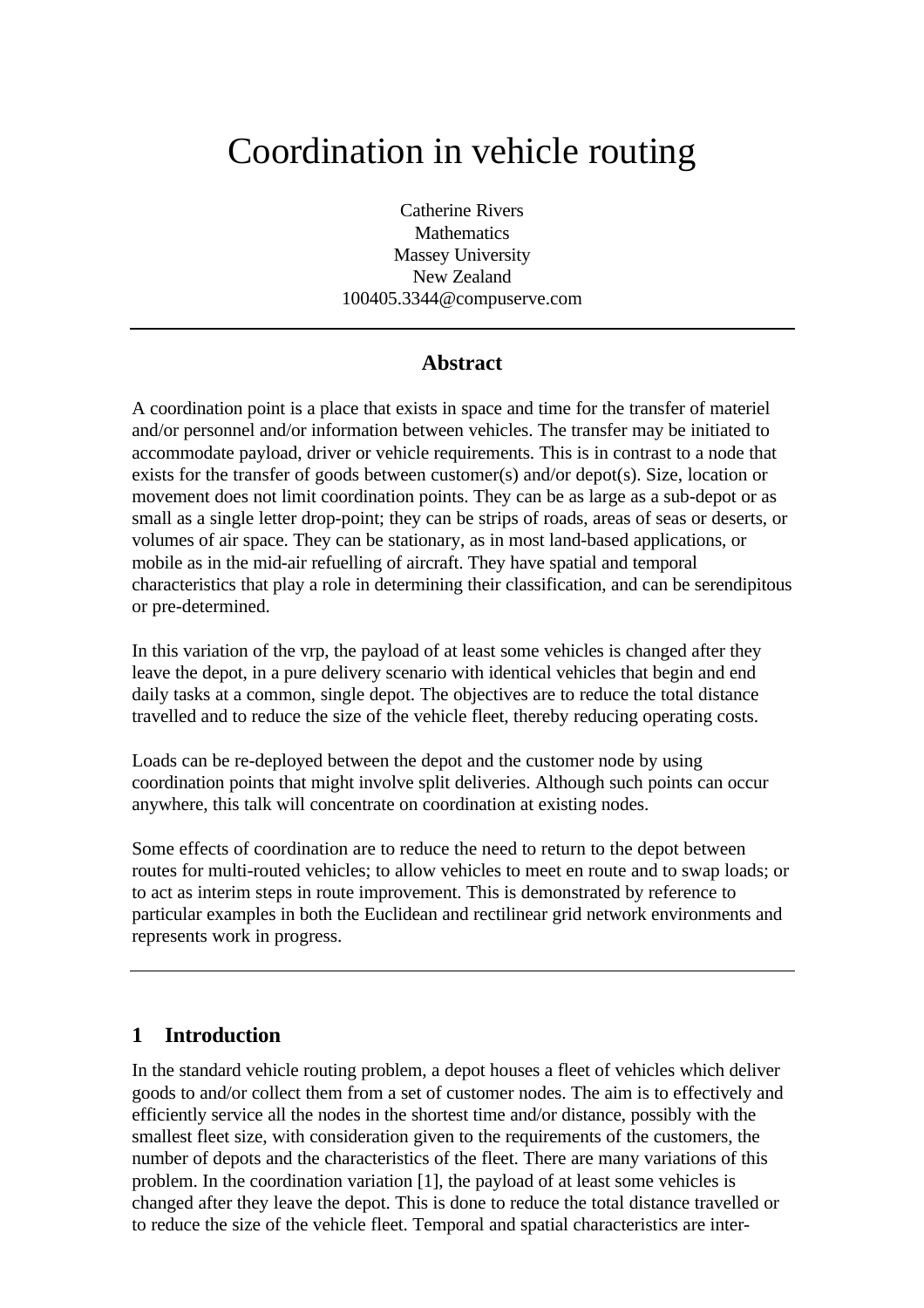# Coordination in vehicle routing

Catherine Rivers
Mathematics
Massey University
New Zealand
100405.3344@compuserve.com

---

## Abstract

A coordination point is a place that exists in space and time for the transfer of materiel and/or personnel and/or information between vehicles. The transfer may be initiated to accommodate payload, driver or vehicle requirements. This is in contrast to a node that exists for the transfer of goods between customer(s) and/or depot(s). Size, location or movement does not limit coordination points. They can be as large as a sub-depot or as small as a single letter drop-point; they can be strips of roads, areas of seas or deserts, or volumes of air space. They can be stationary, as in most land-based applications, or mobile as in the mid-air refuelling of aircraft. They have spatial and temporal characteristics that play a role in determining their classification, and can be serendipitous or pre-determined.

In this variation of the vrp, the payload of at least some vehicles is changed after they leave the depot, in a pure delivery scenario with identical vehicles that begin and end daily tasks at a common, single depot. The objectives are to reduce the total distance travelled and to reduce the size of the vehicle fleet, thereby reducing operating costs.

Loads can be re-deployed between the depot and the customer node by using coordination points that might involve split deliveries. Although such points can occur anywhere, this talk will concentrate on coordination at existing nodes.

Some effects of coordination are to reduce the need to return to the depot between routes for multi-routed vehicles; to allow vehicles to meet en route and to swap loads; or to act as interim steps in route improvement. This is demonstrated by reference to particular examples in both the Euclidean and rectilinear grid network environments and represents work in progress.

---

## 1 Introduction

In the standard vehicle routing problem, a depot houses a fleet of vehicles which deliver goods to and/or collect them from a set of customer nodes. The aim is to effectively and efficiently service all the nodes in the shortest time and/or distance, possibly with the smallest fleet size, with consideration given to the requirements of the customers, the number of depots and the characteristics of the fleet. There are many variations of this problem. In the coordination variation [1], the payload of at least some vehicles is changed after they leave the depot. This is done to reduce the total distance travelled or to reduce the size of the vehicle fleet. Temporal and spatial characteristics are inter-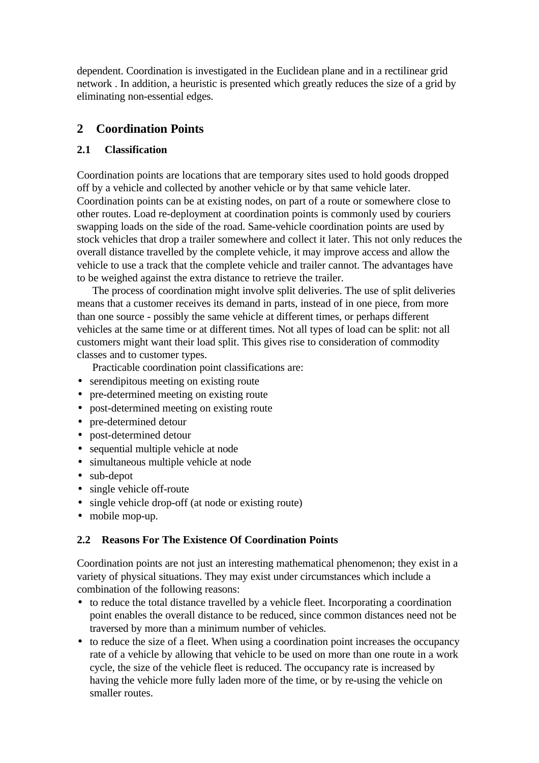dependent. Coordination is investigated in the Euclidean plane and in a rectilinear grid network . In addition, a heuristic is presented which greatly reduces the size of a grid by eliminating non-essential edges.

## 2 Coordination Points

### 2.1 Classification

Coordination points are locations that are temporary sites used to hold goods dropped off by a vehicle and collected by another vehicle or by that same vehicle later. Coordination points can be at existing nodes, on part of a route or somewhere close to other routes. Load re-deployment at coordination points is commonly used by couriers swapping loads on the side of the road. Same-vehicle coordination points are used by stock vehicles that drop a trailer somewhere and collect it later. This not only reduces the overall distance travelled by the complete vehicle, it may improve access and allow the vehicle to use a track that the complete vehicle and trailer cannot. The advantages have to be weighed against the extra distance to retrieve the trailer.

The process of coordination might involve split deliveries. The use of split deliveries means that a customer receives its demand in parts, instead of in one piece, from more than one source - possibly the same vehicle at different times, or perhaps different vehicles at the same time or at different times. Not all types of load can be split: not all customers might want their load split. This gives rise to consideration of commodity classes and to customer types.

Practicable coordination point classifications are:

- serendipitous meeting on existing route
- pre-determined meeting on existing route
- post-determined meeting on existing route
- pre-determined detour
- post-determined detour
- sequential multiple vehicle at node
- simultaneous multiple vehicle at node
- sub-depot
- single vehicle off-route
- single vehicle drop-off (at node or existing route)
- mobile mop-up.

### 2.2 Reasons For The Existence Of Coordination Points

Coordination points are not just an interesting mathematical phenomenon; they exist in a variety of physical situations. They may exist under circumstances which include a combination of the following reasons:

- to reduce the total distance travelled by a vehicle fleet. Incorporating a coordination point enables the overall distance to be reduced, since common distances need not be traversed by more than a minimum number of vehicles.
- to reduce the size of a fleet. When using a coordination point increases the occupancy rate of a vehicle by allowing that vehicle to be used on more than one route in a work cycle, the size of the vehicle fleet is reduced. The occupancy rate is increased by having the vehicle more fully laden more of the time, or by re-using the vehicle on smaller routes.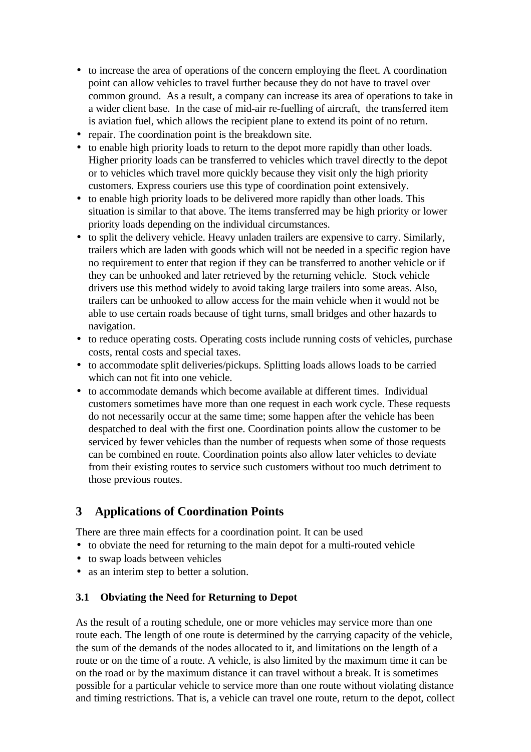- to increase the area of operations of the concern employing the fleet. A coordination point can allow vehicles to travel further because they do not have to travel over common ground. As a result, a company can increase its area of operations to take in a wider client base. In the case of mid-air re-fuelling of aircraft, the transferred item is aviation fuel, which allows the recipient plane to extend its point of no return.
- repair. The coordination point is the breakdown site.
- to enable high priority loads to return to the depot more rapidly than other loads. Higher priority loads can be transferred to vehicles which travel directly to the depot or to vehicles which travel more quickly because they visit only the high priority customers. Express couriers use this type of coordination point extensively.
- to enable high priority loads to be delivered more rapidly than other loads. This situation is similar to that above. The items transferred may be high priority or lower priority loads depending on the individual circumstances.
- to split the delivery vehicle. Heavy unladen trailers are expensive to carry. Similarly, trailers which are laden with goods which will not be needed in a specific region have no requirement to enter that region if they can be transferred to another vehicle or if they can be unhooked and later retrieved by the returning vehicle. Stock vehicle drivers use this method widely to avoid taking large trailers into some areas. Also, trailers can be unhooked to allow access for the main vehicle when it would not be able to use certain roads because of tight turns, small bridges and other hazards to navigation.
- to reduce operating costs. Operating costs include running costs of vehicles, purchase costs, rental costs and special taxes.
- to accommodate split deliveries/pickups. Splitting loads allows loads to be carried which can not fit into one vehicle.
- to accommodate demands which become available at different times. Individual customers sometimes have more than one request in each work cycle. These requests do not necessarily occur at the same time; some happen after the vehicle has been despatched to deal with the first one. Coordination points allow the customer to be serviced by fewer vehicles than the number of requests when some of those requests can be combined en route. Coordination points also allow later vehicles to deviate from their existing routes to service such customers without too much detriment to those previous routes.

## 3 Applications of Coordination Points

There are three main effects for a coordination point. It can be used

- to obviate the need for returning to the main depot for a multi-routed vehicle
- to swap loads between vehicles
- as an interim step to better a solution.

### 3.1 Obviating the Need for Returning to Depot

As the result of a routing schedule, one or more vehicles may service more than one route each. The length of one route is determined by the carrying capacity of the vehicle, the sum of the demands of the nodes allocated to it, and limitations on the length of a route or on the time of a route. A vehicle, is also limited by the maximum time it can be on the road or by the maximum distance it can travel without a break. It is sometimes possible for a particular vehicle to service more than one route without violating distance and timing restrictions. That is, a vehicle can travel one route, return to the depot, collect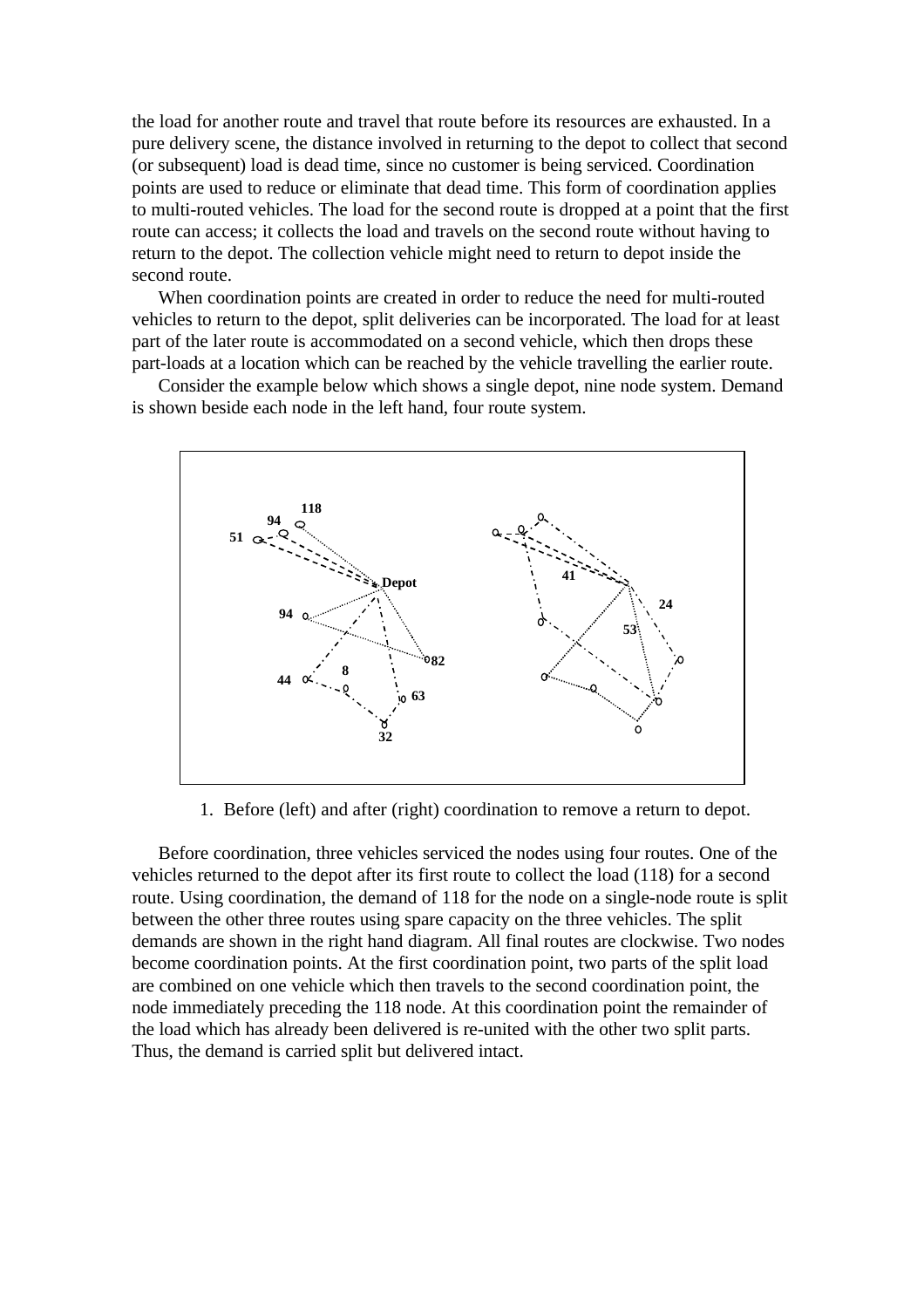the load for another route and travel that route before its resources are exhausted. In a pure delivery scene, the distance involved in returning to the depot to collect that second (or subsequent) load is dead time, since no customer is being serviced. Coordination points are used to reduce or eliminate that dead time. This form of coordination applies to multi-routed vehicles. The load for the second route is dropped at a point that the first route can access; it collects the load and travels on the second route without having to return to the depot. The collection vehicle might need to return to depot inside the second route.

When coordination points are created in order to reduce the need for multi-routed vehicles to return to the depot, split deliveries can be incorporated. The load for at least part of the later route is accommodated on a second vehicle, which then drops these part-loads at a location which can be reached by the vehicle travelling the earlier route.

Consider the example below which shows a single depot, nine node system. Demand is shown beside each node in the left hand, four route system.

1. Before (left) and after (right) coordination to remove a return to depot.

Before coordination, three vehicles serviced the nodes using four routes. One of the vehicles returned to the depot after its first route to collect the load (118) for a second route. Using coordination, the demand of 118 for the node on a single-node route is split between the other three routes using spare capacity on the three vehicles. The split demands are shown in the right hand diagram. All final routes are clockwise. Two nodes become coordination points. At the first coordination point, two parts of the split load are combined on one vehicle which then travels to the second coordination point, the node immediately preceding the 118 node. At this coordination point the remainder of the load which has already been delivered is re-united with the other two split parts. Thus, the demand is carried split but delivered intact.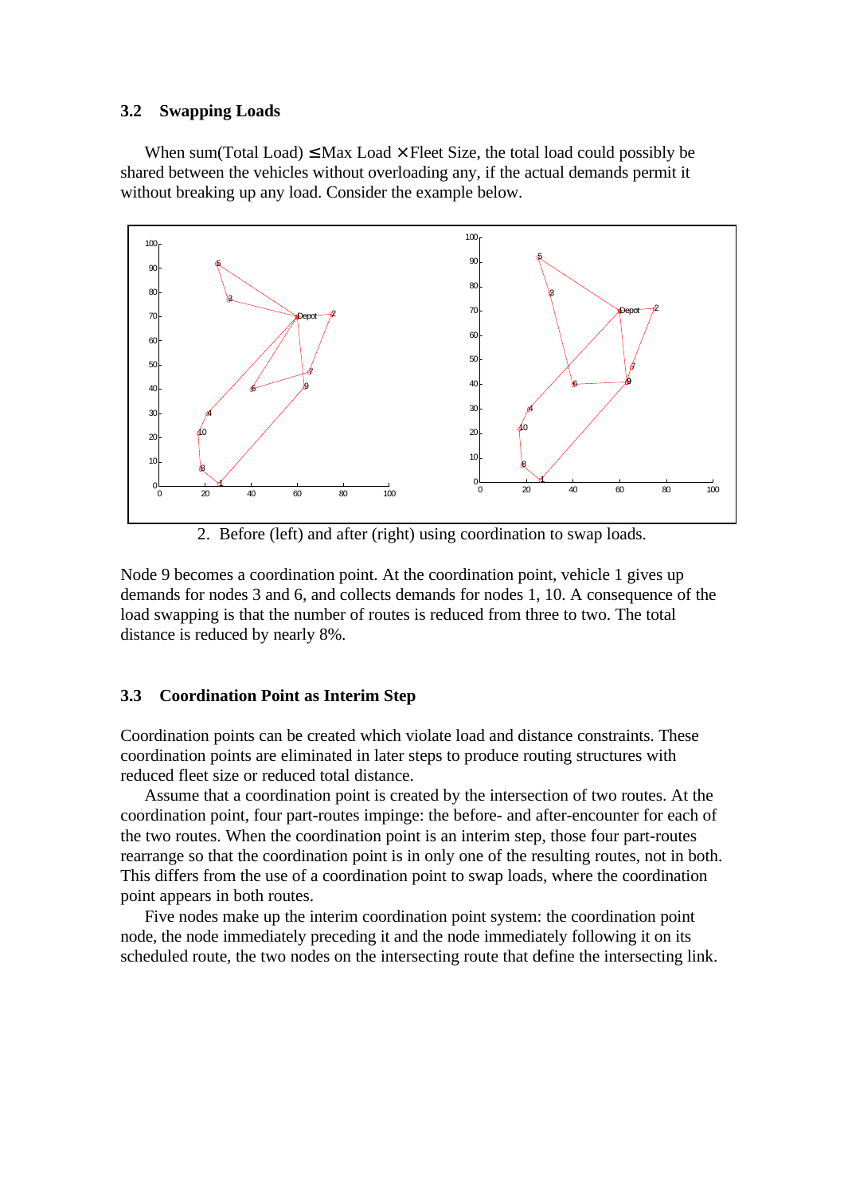### 3.2 Swapping Loads

When sum(Total Load) ≤ Max Load × Fleet Size, the total load could possibly be shared between the vehicles without overloading any, if the actual demands permit it without breaking up any load. Consider the example below.

2. Before (left) and after (right) using coordination to swap loads.

Node 9 becomes a coordination point. At the coordination point, vehicle 1 gives up demands for nodes 3 and 6, and collects demands for nodes 1, 10. A consequence of the load swapping is that the number of routes is reduced from three to two. The total distance is reduced by nearly 8%.

### 3.3 Coordination Point as Interim Step

Coordination points can be created which violate load and distance constraints. These coordination points are eliminated in later steps to produce routing structures with reduced fleet size or reduced total distance.

Assume that a coordination point is created by the intersection of two routes. At the coordination point, four part-routes impinge: the before- and after-encounter for each of the two routes. When the coordination point is an interim step, those four part-routes rearrange so that the coordination point is in only one of the resulting routes, not in both. This differs from the use of a coordination point to swap loads, where the coordination point appears in both routes.

Five nodes make up the interim coordination point system: the coordination point node, the node immediately preceding it and the node immediately following it on its scheduled route, the two nodes on the intersecting route that define the intersecting link.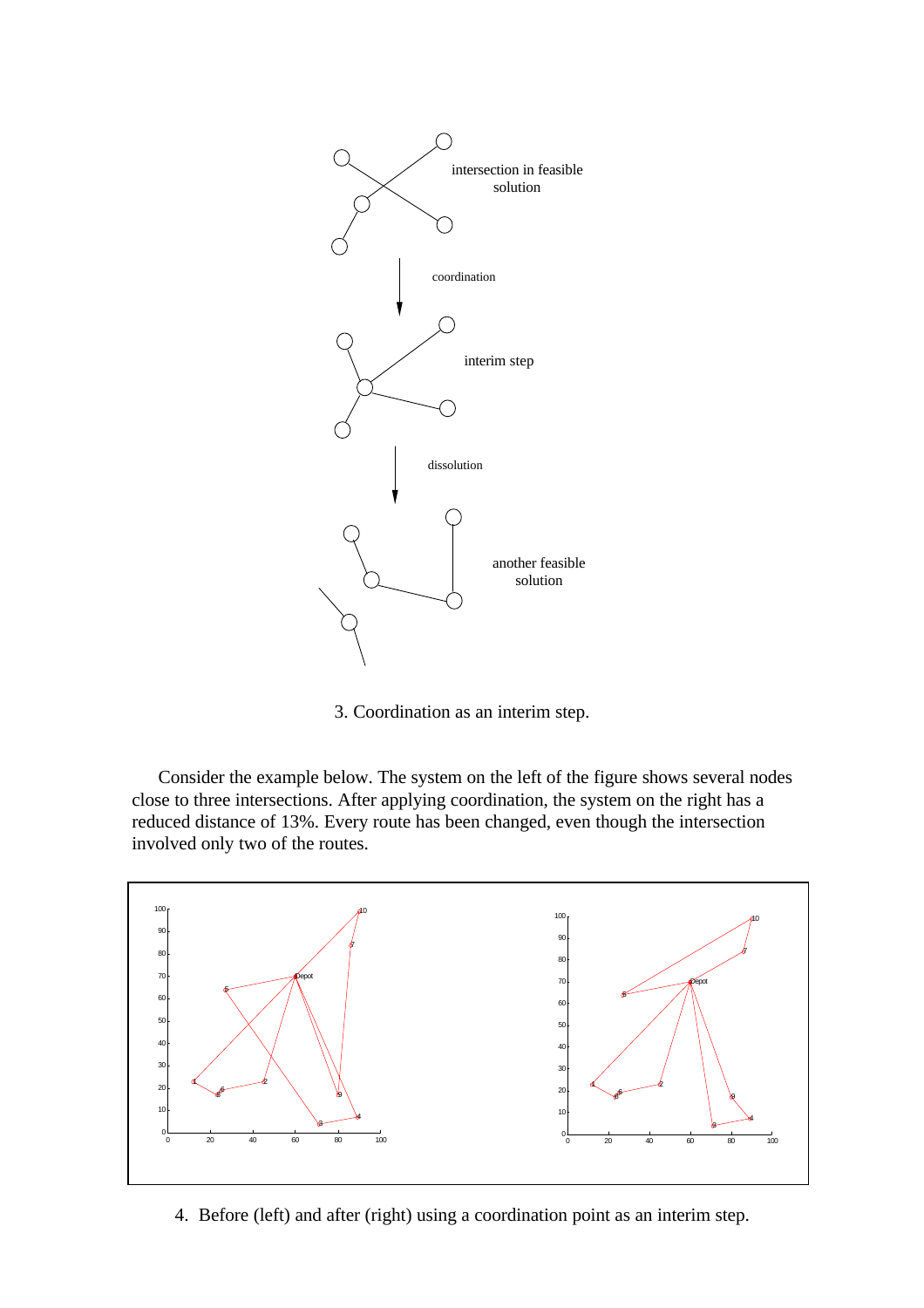3. Coordination as an interim step.

Consider the example below. The system on the left of the figure shows several nodes close to three intersections. After applying coordination, the system on the right has a reduced distance of 13%. Every route has been changed, even though the intersection involved only two of the routes.

4. Before (left) and after (right) using a coordination point as an interim step.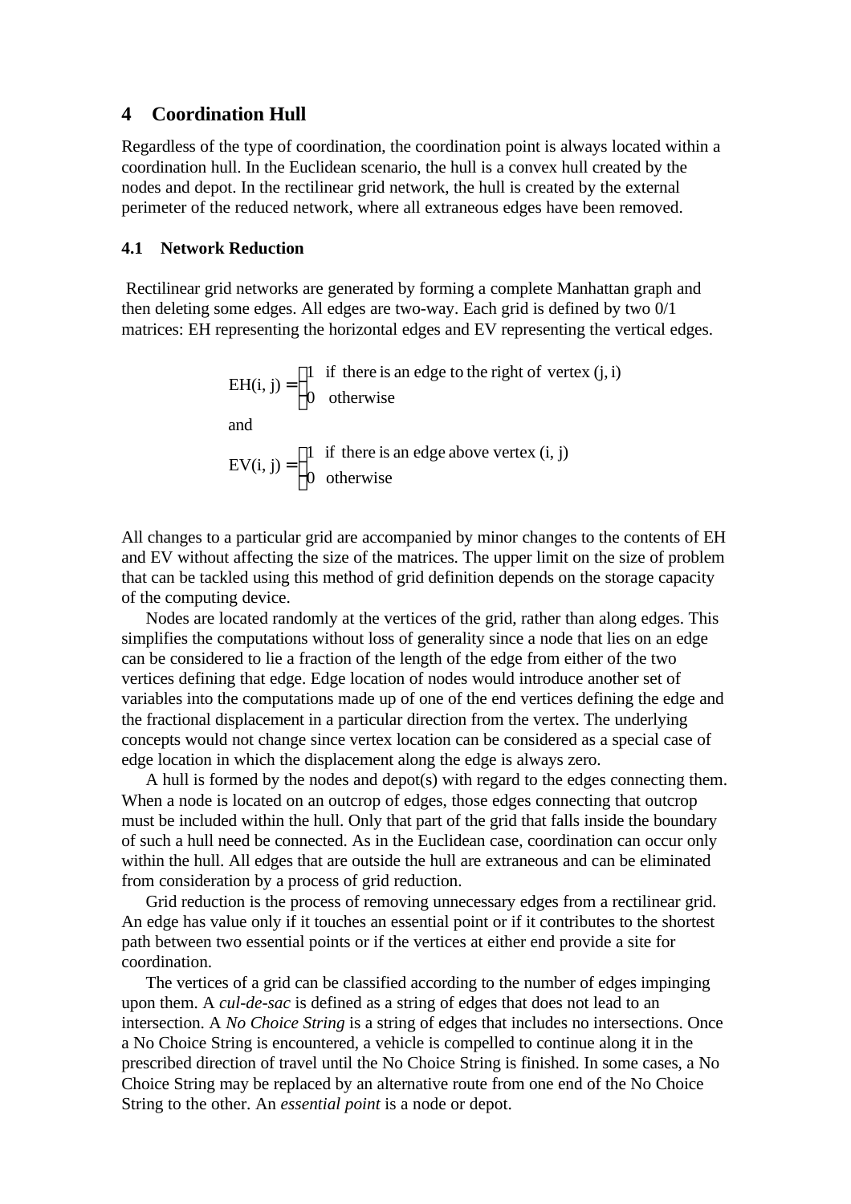## 4 Coordination Hull

Regardless of the type of coordination, the coordination point is always located within a coordination hull. In the Euclidean scenario, the hull is a convex hull created by the nodes and depot. In the rectilinear grid network, the hull is created by the external perimeter of the reduced network, where all extraneous edges have been removed.

### 4.1 Network Reduction

Rectilinear grid networks are generated by forming a complete Manhattan graph and then deleting some edges. All edges are two-way. Each grid is defined by two 0/1 matrices: EH representing the horizontal edges and EV representing the vertical edges.

$$\text{EH(i, j)} = \begin{cases} 1 & \text{if there is an edge to the right of vertex (j, i)} \\ 0 & \text{otherwise} \end{cases}$$

and

$$\text{EV(i, j)} = \begin{cases} 1 & \text{if there is an edge above vertex (i, j)} \\ 0 & \text{otherwise} \end{cases}$$

All changes to a particular grid are accompanied by minor changes to the contents of EH and EV without affecting the size of the matrices. The upper limit on the size of problem that can be tackled using this method of grid definition depends on the storage capacity of the computing device.

Nodes are located randomly at the vertices of the grid, rather than along edges. This simplifies the computations without loss of generality since a node that lies on an edge can be considered to lie a fraction of the length of the edge from either of the two vertices defining that edge. Edge location of nodes would introduce another set of variables into the computations made up of one of the end vertices defining the edge and the fractional displacement in a particular direction from the vertex. The underlying concepts would not change since vertex location can be considered as a special case of edge location in which the displacement along the edge is always zero.

A hull is formed by the nodes and depot(s) with regard to the edges connecting them. When a node is located on an outcrop of edges, those edges connecting that outcrop must be included within the hull. Only that part of the grid that falls inside the boundary of such a hull need be connected. As in the Euclidean case, coordination can occur only within the hull. All edges that are outside the hull are extraneous and can be eliminated from consideration by a process of grid reduction.

Grid reduction is the process of removing unnecessary edges from a rectilinear grid. An edge has value only if it touches an essential point or if it contributes to the shortest path between two essential points or if the vertices at either end provide a site for coordination.

The vertices of a grid can be classified according to the number of edges impinging upon them. A *cul-de-sac* is defined as a string of edges that does not lead to an intersection. A *No Choice String* is a string of edges that includes no intersections. Once a No Choice String is encountered, a vehicle is compelled to continue along it in the prescribed direction of travel until the No Choice String is finished. In some cases, a No Choice String may be replaced by an alternative route from one end of the No Choice String to the other. An *essential point* is a node or depot.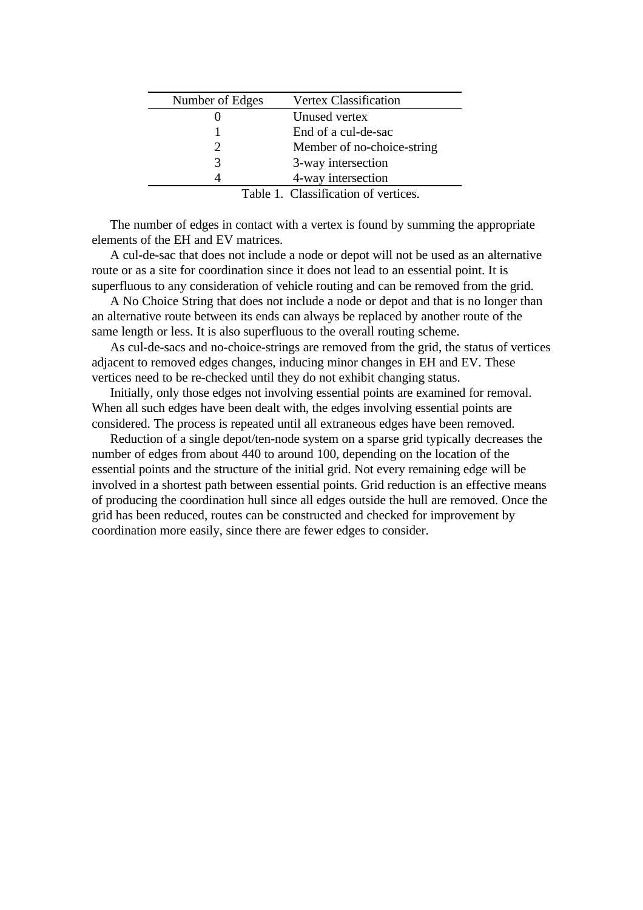| Number of Edges | Vertex Classification |
|---|---|
| 0 | Unused vertex |
| 1 | End of a cul-de-sac |
| 2 | Member of no-choice-string |
| 3 | 3-way intersection |
| 4 | 4-way intersection |

Table 1. Classification of vertices.

The number of edges in contact with a vertex is found by summing the appropriate elements of the EH and EV matrices.

A cul-de-sac that does not include a node or depot will not be used as an alternative route or as a site for coordination since it does not lead to an essential point. It is superfluous to any consideration of vehicle routing and can be removed from the grid.

A No Choice String that does not include a node or depot and that is no longer than an alternative route between its ends can always be replaced by another route of the same length or less. It is also superfluous to the overall routing scheme.

As cul-de-sacs and no-choice-strings are removed from the grid, the status of vertices adjacent to removed edges changes, inducing minor changes in EH and EV. These vertices need to be re-checked until they do not exhibit changing status.

Initially, only those edges not involving essential points are examined for removal. When all such edges have been dealt with, the edges involving essential points are considered. The process is repeated until all extraneous edges have been removed.

Reduction of a single depot/ten-node system on a sparse grid typically decreases the number of edges from about 440 to around 100, depending on the location of the essential points and the structure of the initial grid. Not every remaining edge will be involved in a shortest path between essential points. Grid reduction is an effective means of producing the coordination hull since all edges outside the hull are removed. Once the grid has been reduced, routes can be constructed and checked for improvement by coordination more easily, since there are fewer edges to consider.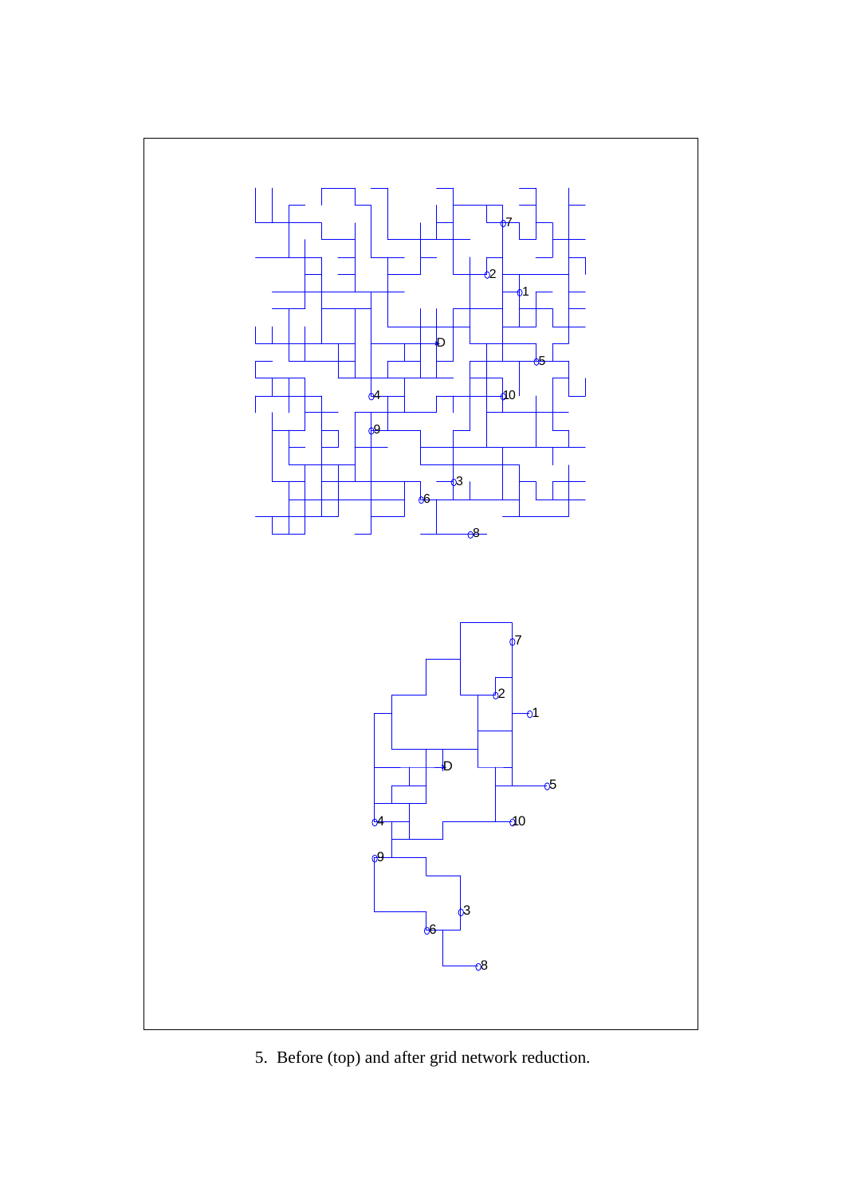5. Before (top) and after grid network reduction.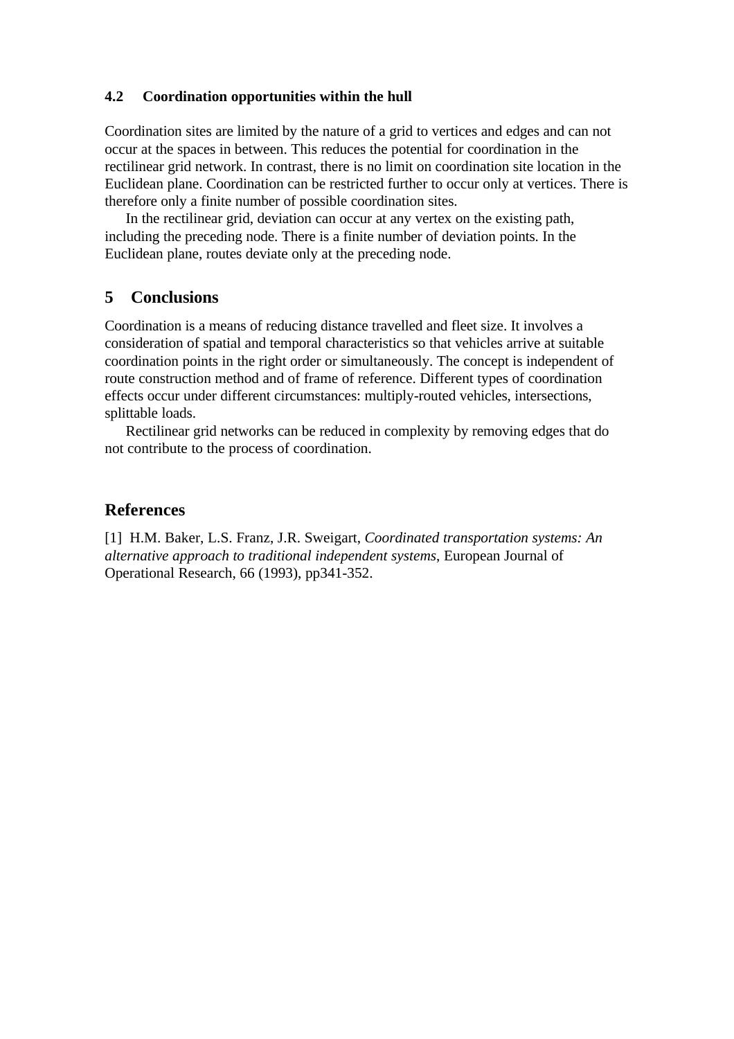### 4.2 Coordination opportunities within the hull

Coordination sites are limited by the nature of a grid to vertices and edges and can not occur at the spaces in between. This reduces the potential for coordination in the rectilinear grid network. In contrast, there is no limit on coordination site location in the Euclidean plane. Coordination can be restricted further to occur only at vertices. There is therefore only a finite number of possible coordination sites.

In the rectilinear grid, deviation can occur at any vertex on the existing path, including the preceding node. There is a finite number of deviation points. In the Euclidean plane, routes deviate only at the preceding node.

## 5 Conclusions

Coordination is a means of reducing distance travelled and fleet size. It involves a consideration of spatial and temporal characteristics so that vehicles arrive at suitable coordination points in the right order or simultaneously. The concept is independent of route construction method and of frame of reference. Different types of coordination effects occur under different circumstances: multiply-routed vehicles, intersections, splittable loads.

Rectilinear grid networks can be reduced in complexity by removing edges that do not contribute to the process of coordination.

## References

[1] H.M. Baker, L.S. Franz, J.R. Sweigart, *Coordinated transportation systems: An alternative approach to traditional independent systems*, European Journal of Operational Research, 66 (1993), pp341-352.